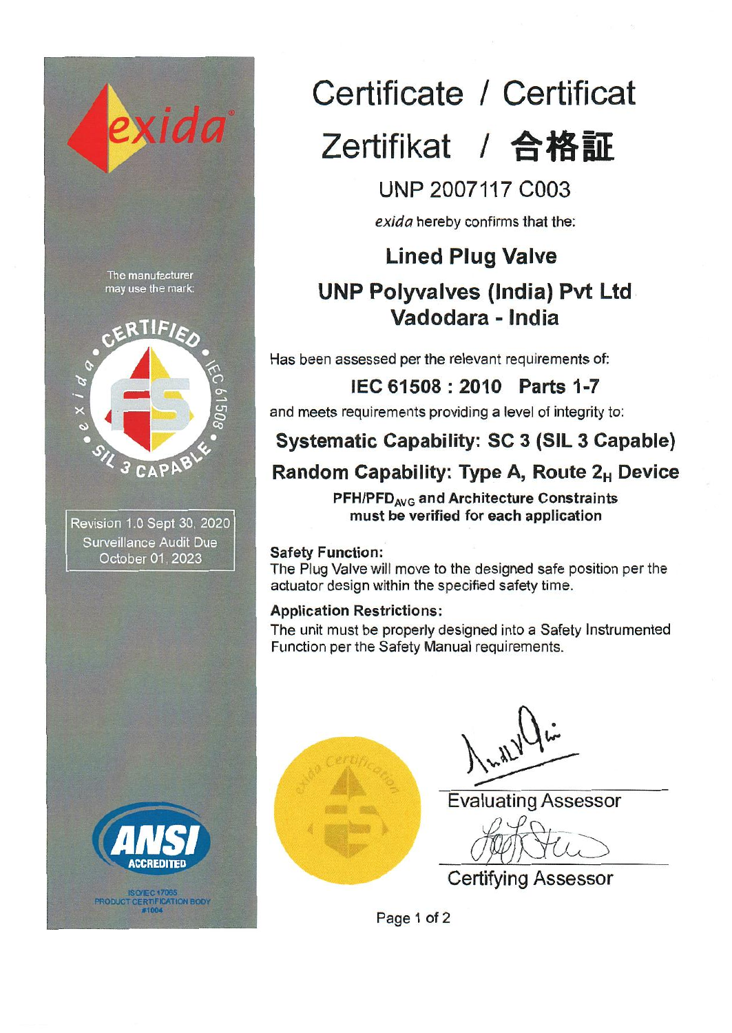# Certificate / Certificat

# Zertifikat / 合格証

## UNP 2007117 C003

*exida* hereby confirms that the:

## Lined Plug Valve

## UNP Polyvalves (India) Pvt Ltd
## Vadodara - India

Has been assessed per the relevant requirements of:

**IEC 61508 : 2010 Parts 1-7**

and meets requirements providing a level of integrity to:

**Systematic Capability: SC 3 (SIL 3 Capable)**

**Random Capability: Type A, Route $2_H$ Device**

**$PFH/PFD_{AVG}$ and Architecture Constraints must be verified for each application**

**Safety Function:**

The Plug Valve will move to the designed safe position per the actuator design within the specified safety time.

**Application Restrictions:**

The unit must be properly designed into a Safety Instrumented Function per the Safety Manual requirements.

The manufacturer may use the mark:

CERTIFIED • IEC 61508 • SIL 3 CAPABLE • exida

Revision 1.0 Sept 30, 2020
Surveillance Audit Due
October 01, 2023

ANSI ACCREDITED
ISO/IEC 17065
PRODUCT CERTIFICATION BODY
#1004

exida Certification

Evaluating Assessor

Certifying Assessor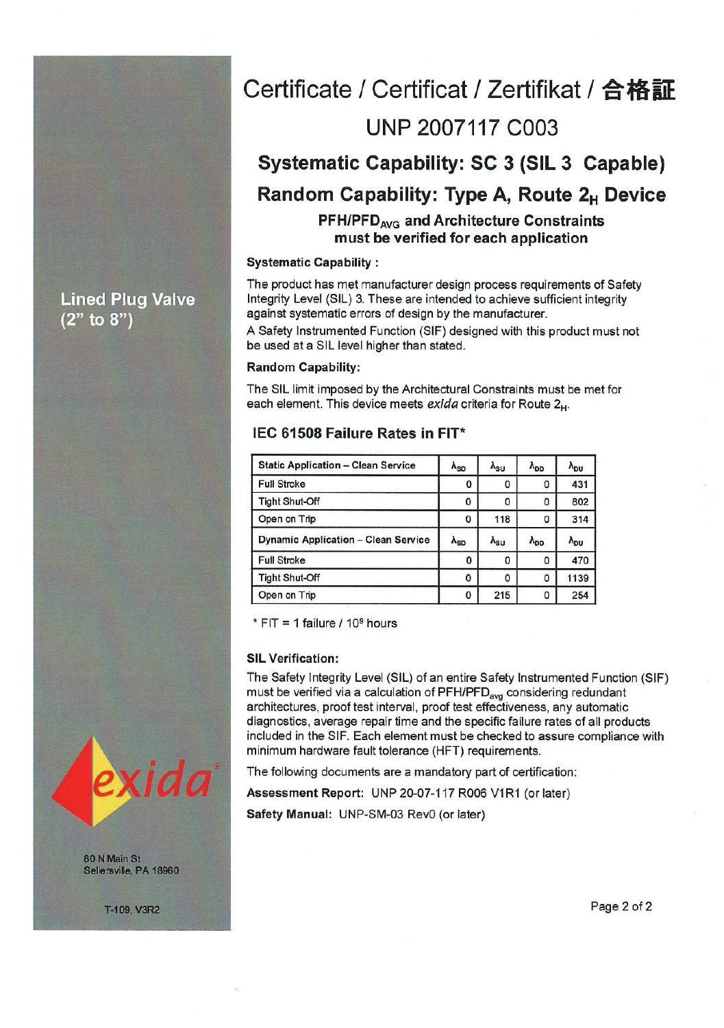# Certificate / Certificat / Zertifikat / 合格証

## UNP 2007117 C003

### Systematic Capability: SC 3 (SIL 3 Capable)

### Random Capability: Type A, Route $2_H$ Device

**$PFH/PFD_{AVG}$ and Architecture Constraints must be verified for each application**

Lined Plug Valve (2" to 8")

**Systematic Capability :**

The product has met manufacturer design process requirements of Safety Integrity Level (SIL) 3. These are intended to achieve sufficient integrity against systematic errors of design by the manufacturer.

A Safety Instrumented Function (SIF) designed with this product must not be used at a SIL level higher than stated.

**Random Capability:**

The SIL limit imposed by the Architectural Constraints must be met for each element. This device meets *exida* criteria for Route $2_H$.

### IEC 61508 Failure Rates in FIT*

| Static Application – Clean Service | $\lambda_{SD}$ | $\lambda_{SU}$ | $\lambda_{DD}$ | $\lambda_{DU}$ |
|---|---|---|---|---|
| Full Stroke | 0 | 0 | 0 | 431 |
| Tight Shut-Off | 0 | 0 | 0 | 802 |
| Open on Trip | 0 | 118 | 0 | 314 |
| **Dynamic Application – Clean Service** | $\lambda_{SD}$ | $\lambda_{SU}$ | $\lambda_{DD}$ | $\lambda_{DU}$ |
| Full Stroke | 0 | 0 | 0 | 470 |
| Tight Shut-Off | 0 | 0 | 0 | 1139 |
| Open on Trip | 0 | 215 | 0 | 254 |

\* FIT = 1 failure / $10^9$ hours

**SIL Verification:**

The Safety Integrity Level (SIL) of an entire Safety Instrumented Function (SIF) must be verified via a calculation of $PFH/PFD_{avg}$ considering redundant architectures, proof test interval, proof test effectiveness, any automatic diagnostics, average repair time and the specific failure rates of all products included in the SIF. Each element must be checked to assure compliance with minimum hardware fault tolerance (HFT) requirements.

The following documents are a mandatory part of certification:

**Assessment Report:** UNP 20-07-117 R006 V1R1 (or later)

**Safety Manual:** UNP-SM-03 Rev0 (or later)

exida

80 N Main St
Sellersville, PA 18960

T-109, V3R2